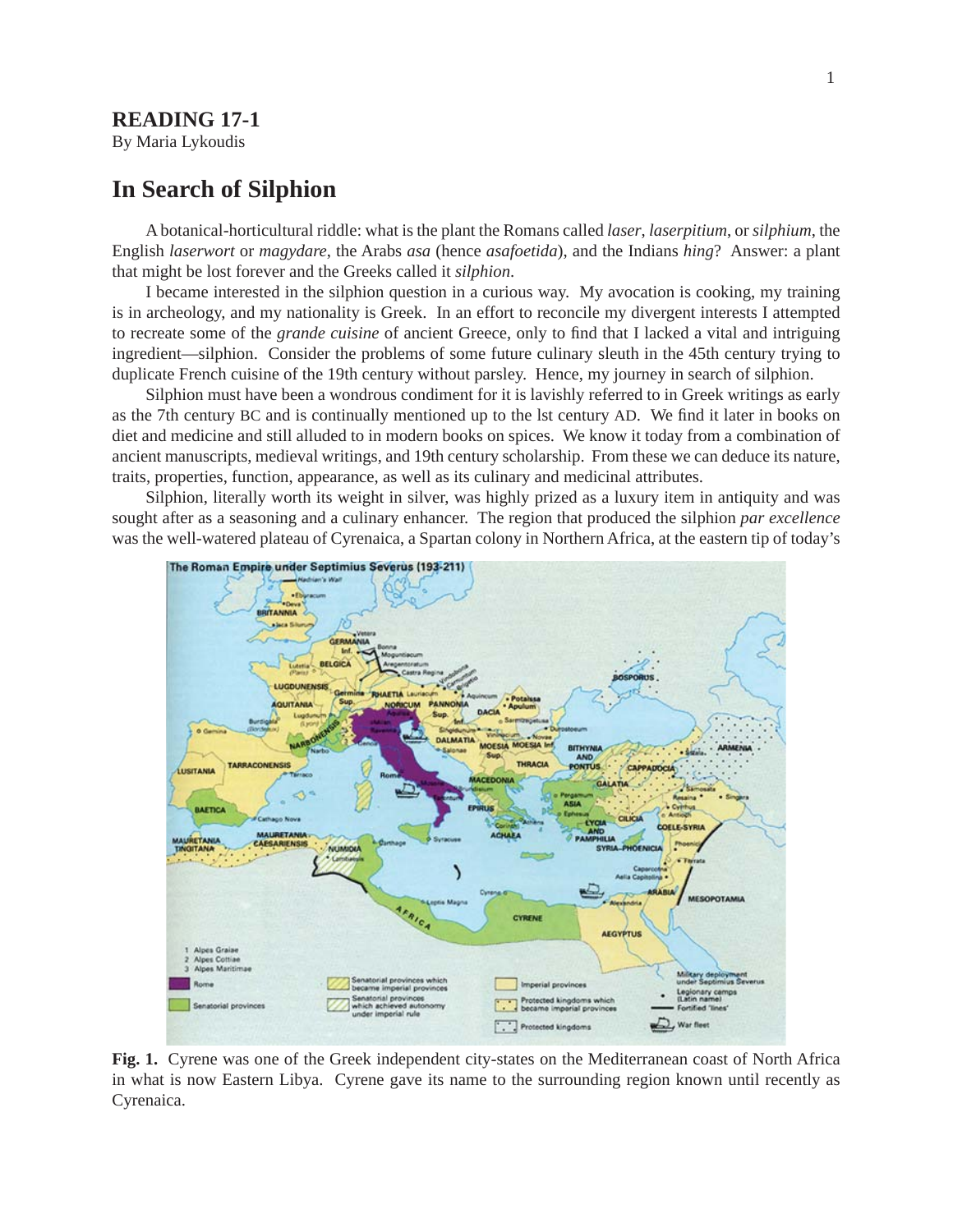**READING 17-1**
By Maria Lykoudis

# In Search of Silphion

A botanical-horticultural riddle: what is the plant the Romans called *laser*, *laserpitium*, or *silphium*, the English *laserwort* or *magydare*, the Arabs *asa* (hence *asafoetida*), and the Indians *hing*? Answer: a plant that might be lost forever and the Greeks called it *silphion*.

I became interested in the silphion question in a curious way. My avocation is cooking, my training is in archeology, and my nationality is Greek. In an effort to reconcile my divergent interests I attempted to recreate some of the *grande cuisine* of ancient Greece, only to find that I lacked a vital and intriguing ingredient—silphion. Consider the problems of some future culinary sleuth in the 45th century trying to duplicate French cuisine of the 19th century without parsley. Hence, my journey in search of silphion.

Silphion must have been a wondrous condiment for it is lavishly referred to in Greek writings as early as the 7th century BC and is continually mentioned up to the lst century AD. We find it later in books on diet and medicine and still alluded to in modern books on spices. We know it today from a combination of ancient manuscripts, medieval writings, and 19th century scholarship. From these we can deduce its nature, traits, properties, function, appearance, as well as its culinary and medicinal attributes.

Silphion, literally worth its weight in silver, was highly prized as a luxury item in antiquity and was sought after as a seasoning and a culinary enhancer. The region that produced the silphion *par excellence* was the well-watered plateau of Cyrenaica, a Spartan colony in Northern Africa, at the eastern tip of today's

**Fig. 1.** Cyrene was one of the Greek independent city-states on the Mediterranean coast of North Africa in what is now Eastern Libya. Cyrene gave its name to the surrounding region known until recently as Cyrenaica.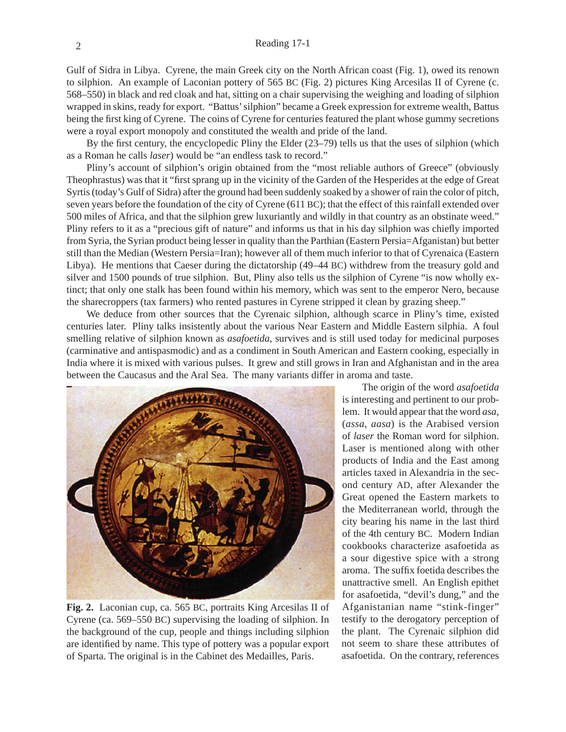Gulf of Sidra in Libya. Cyrene, the main Greek city on the North African coast (Fig. 1), owed its renown to silphion. An example of Laconian pottery of 565 BC (Fig. 2) pictures King Arcesilas II of Cyrene (c. 568–550) in black and red cloak and hat, sitting on a chair supervising the weighing and loading of silphion wrapped in skins, ready for export. "Battus' silphion" became a Greek expression for extreme wealth, Battus being the first king of Cyrene. The coins of Cyrene for centuries featured the plant whose gummy secretions were a royal export monopoly and constituted the wealth and pride of the land.

By the first century, the encyclopedic Pliny the Elder (23–79) tells us that the uses of silphion (which as a Roman he calls *laser*) would be "an endless task to record."

Pliny's account of silphion's origin obtained from the "most reliable authors of Greece" (obviously Theophrastus) was that it "first sprang up in the vicinity of the Garden of the Hesperides at the edge of Great Syrtis (today's Gulf of Sidra) after the ground had been suddenly soaked by a shower of rain the color of pitch, seven years before the foundation of the city of Cyrene (611 BC); that the effect of this rainfall extended over 500 miles of Africa, and that the silphion grew luxuriantly and wildly in that country as an obstinate weed." Pliny refers to it as a "precious gift of nature" and informs us that in his day silphion was chiefly imported from Syria, the Syrian product being lesser in quality than the Parthian (Eastern Persia=Afganistan) but better still than the Median (Western Persia=Iran); however all of them much inferior to that of Cyrenaica (Eastern Libya). He mentions that Caeser during the dictatorship (49–44 BC) withdrew from the treasury gold and silver and 1500 pounds of true silphion. But, Pliny also tells us the silphion of Cyrene "is now wholly extinct; that only one stalk has been found within his memory, which was sent to the emperor Nero, because the sharecroppers (tax farmers) who rented pastures in Cyrene stripped it clean by grazing sheep."

We deduce from other sources that the Cyrenaic silphion, although scarce in Pliny's time, existed centuries later. Pliny talks insistently about the various Near Eastern and Middle Eastern silphia. A foul smelling relative of silphion known as *asafoetida,* survives and is still used today for medicinal purposes (carminative and antispasmodic) and as a condiment in South American and Eastern cooking, especially in India where it is mixed with various pulses. It grew and still grows in Iran and Afghanistan and in the area between the Caucasus and the Aral Sea. The many variants differ in aroma and taste.

**Fig. 2.** Laconian cup, ca. 565 BC, portraits King Arcesilas II of Cyrene (ca. 569–550 BC) supervising the loading of silphion. In the background of the cup, people and things including silphion are identified by name. This type of pottery was a popular export of Sparta. The original is in the Cabinet des Medailles, Paris.

The origin of the word *asafoetida* is interesting and pertinent to our problem. It would appear that the word *asa*, (*assa*, *aasa*) is the Arabised version of *laser* the Roman word for silphion. Laser is mentioned along with other products of India and the East among articles taxed in Alexandria in the second century AD, after Alexander the Great opened the Eastern markets to the Mediterranean world, through the city bearing his name in the last third of the 4th century BC. Modern Indian cookbooks characterize asafoetida as a sour digestive spice with a strong aroma. The suffix foetida describes the unattractive smell. An English epithet for asafoetida, "devil's dung," and the Afganistanian name "stink-finger" testify to the derogatory perception of the plant. The Cyrenaic silphion did not seem to share these attributes of asafoetida. On the contrary, references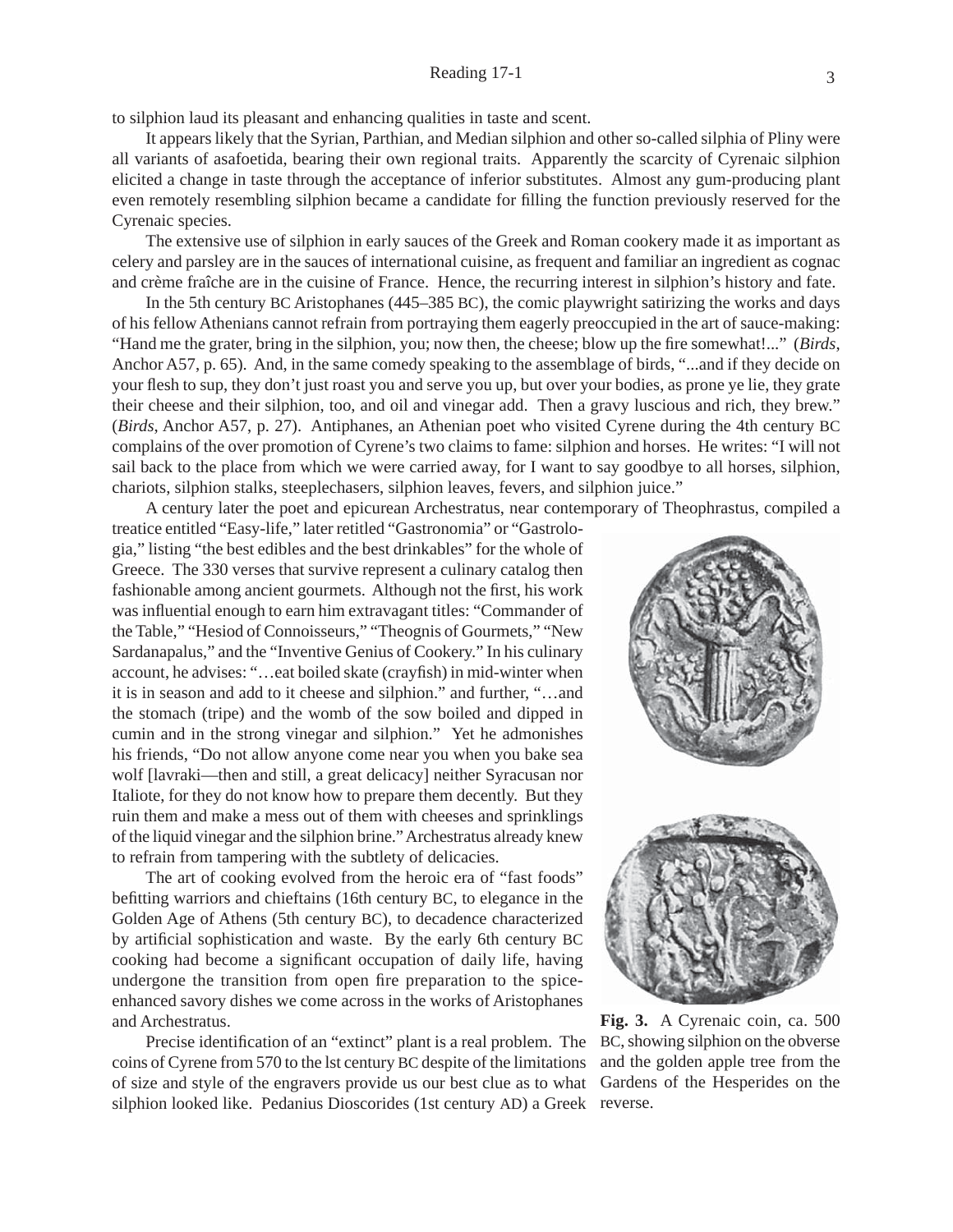to silphion laud its pleasant and enhancing qualities in taste and scent.

It appears likely that the Syrian, Parthian, and Median silphion and other so-called silphia of Pliny were all variants of asafoetida, bearing their own regional traits. Apparently the scarcity of Cyrenaic silphion elicited a change in taste through the acceptance of inferior substitutes. Almost any gum-producing plant even remotely resembling silphion became a candidate for filling the function previously reserved for the Cyrenaic species.

The extensive use of silphion in early sauces of the Greek and Roman cookery made it as important as celery and parsley are in the sauces of international cuisine, as frequent and familiar an ingredient as cognac and crème fraîche are in the cuisine of France. Hence, the recurring interest in silphion's history and fate.

In the 5th century BC Aristophanes (445–385 BC), the comic playwright satirizing the works and days of his fellow Athenians cannot refrain from portraying them eagerly preoccupied in the art of sauce-making: "Hand me the grater, bring in the silphion, you; now then, the cheese; blow up the fire somewhat!..." (*Birds*, Anchor A57, p. 65). And, in the same comedy speaking to the assemblage of birds, "...and if they decide on your flesh to sup, they don't just roast you and serve you up, but over your bodies, as prone ye lie, they grate their cheese and their silphion, too, and oil and vinegar add. Then a gravy luscious and rich, they brew." (*Birds*, Anchor A57, p. 27). Antiphanes, an Athenian poet who visited Cyrene during the 4th century BC complains of the over promotion of Cyrene's two claims to fame: silphion and horses. He writes: "I will not sail back to the place from which we were carried away, for I want to say goodbye to all horses, silphion, chariots, silphion stalks, steeplechasers, silphion leaves, fevers, and silphion juice."

A century later the poet and epicurean Archestratus, near contemporary of Theophrastus, compiled a treatice entitled "Easy-life," later retitled "Gastronomia" or "Gastrologia," listing "the best edibles and the best drinkables" for the whole of Greece. The 330 verses that survive represent a culinary catalog then fashionable among ancient gourmets. Although not the first, his work was influential enough to earn him extravagant titles: "Commander of the Table," "Hesiod of Connoisseurs," "Theognis of Gourmets," "New Sardanapalus," and the "Inventive Genius of Cookery." In his culinary account, he advises: "…eat boiled skate (crayfish) in mid-winter when it is in season and add to it cheese and silphion." and further, "…and the stomach (tripe) and the womb of the sow boiled and dipped in cumin and in the strong vinegar and silphion." Yet he admonishes his friends, "Do not allow anyone come near you when you bake sea wolf [lavraki—then and still, a great delicacy] neither Syracusan nor Italiote, for they do not know how to prepare them decently. But they ruin them and make a mess out of them with cheeses and sprinklings of the liquid vinegar and the silphion brine." Archestratus already knew to refrain from tampering with the subtlety of delicacies.

The art of cooking evolved from the heroic era of "fast foods" befitting warriors and chieftains (16th century BC, to elegance in the Golden Age of Athens (5th century BC), to decadence characterized by artificial sophistication and waste. By the early 6th century BC cooking had become a significant occupation of daily life, having undergone the transition from open fire preparation to the spice-enhanced savory dishes we come across in the works of Aristophanes and Archestratus.

**Fig. 3.** A Cyrenaic coin, ca. 500 BC, showing silphion on the obverse and the golden apple tree from the Gardens of the Hesperides on the reverse.

Precise identification of an "extinct" plant is a real problem. The coins of Cyrene from 570 to the lst century BC despite of the limitations of size and style of the engravers provide us our best clue as to what silphion looked like. Pedanius Dioscorides (1st century AD) a Greek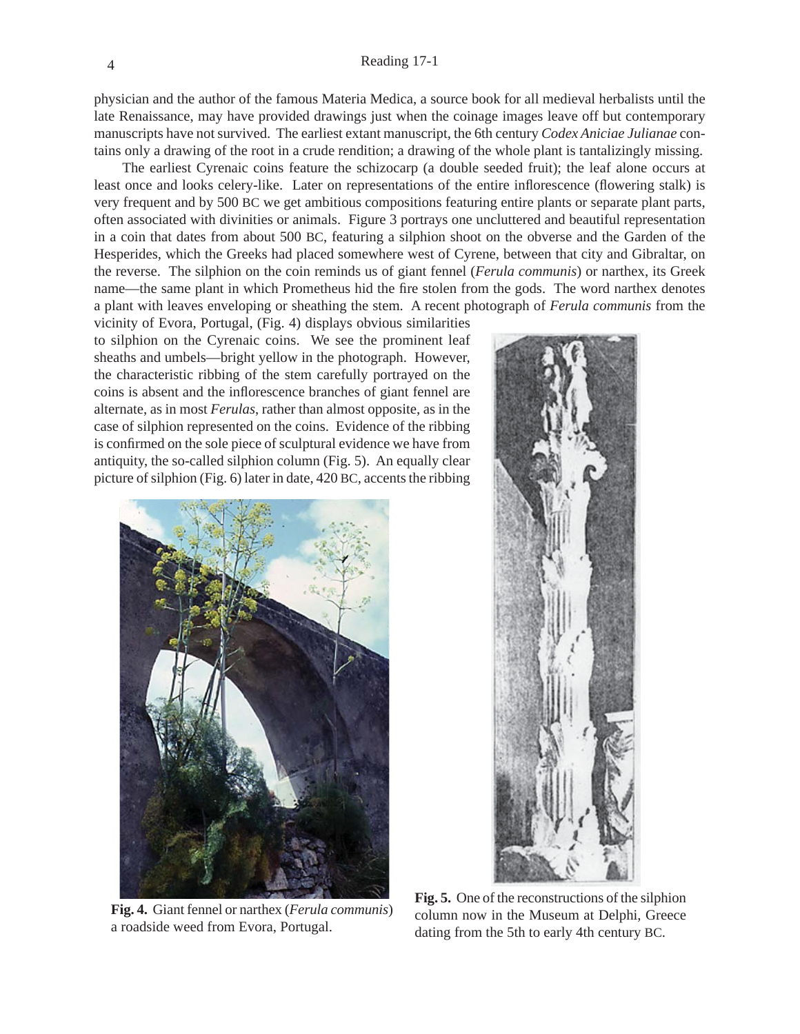physician and the author of the famous Materia Medica, a source book for all medieval herbalists until the late Renaissance, may have provided drawings just when the coinage images leave off but contemporary manuscripts have not survived. The earliest extant manuscript, the 6th century *Codex Aniciae Julianae* contains only a drawing of the root in a crude rendition; a drawing of the whole plant is tantalizingly missing.

The earliest Cyrenaic coins feature the schizocarp (a double seeded fruit); the leaf alone occurs at least once and looks celery-like. Later on representations of the entire inflorescence (flowering stalk) is very frequent and by 500 BC we get ambitious compositions featuring entire plants or separate plant parts, often associated with divinities or animals. Figure 3 portrays one uncluttered and beautiful representation in a coin that dates from about 500 BC, featuring a silphion shoot on the obverse and the Garden of the Hesperides, which the Greeks had placed somewhere west of Cyrene, between that city and Gibraltar, on the reverse. The silphion on the coin reminds us of giant fennel (*Ferula communis*) or narthex, its Greek name—the same plant in which Prometheus hid the fire stolen from the gods. The word narthex denotes a plant with leaves enveloping or sheathing the stem. A recent photograph of *Ferula communis* from the vicinity of Evora, Portugal, (Fig. 4) displays obvious similarities to silphion on the Cyrenaic coins. We see the prominent leaf sheaths and umbels—bright yellow in the photograph. However, the characteristic ribbing of the stem carefully portrayed on the coins is absent and the inflorescence branches of giant fennel are alternate, as in most *Ferulas*, rather than almost opposite, as in the case of silphion represented on the coins. Evidence of the ribbing is confirmed on the sole piece of sculptural evidence we have from antiquity, the so-called silphion column (Fig. 5). An equally clear picture of silphion (Fig. 6) later in date, 420 BC, accents the ribbing

**Fig. 4.** Giant fennel or narthex (*Ferula communis*) a roadside weed from Evora, Portugal.

**Fig. 5.** One of the reconstructions of the silphion column now in the Museum at Delphi, Greece dating from the 5th to early 4th century BC.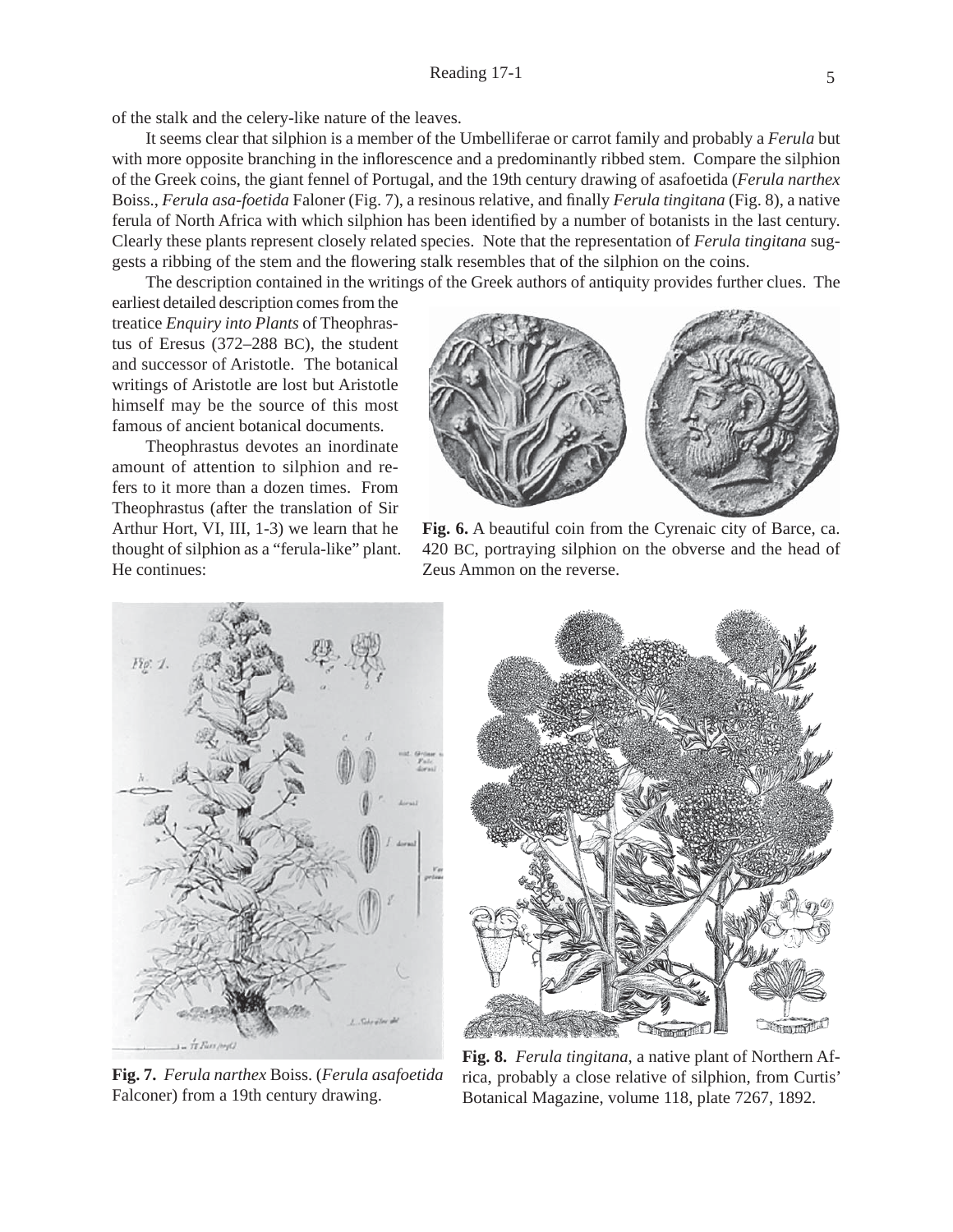of the stalk and the celery-like nature of the leaves.

It seems clear that silphion is a member of the Umbelliferae or carrot family and probably a *Ferula* but with more opposite branching in the inflorescence and a predominantly ribbed stem. Compare the silphion of the Greek coins, the giant fennel of Portugal, and the 19th century drawing of asafoetida (*Ferula narthex* Boiss., *Ferula asa-foetida* Faloner (Fig. 7), a resinous relative, and finally *Ferula tingitana* (Fig. 8), a native ferula of North Africa with which silphion has been identified by a number of botanists in the last century. Clearly these plants represent closely related species. Note that the representation of *Ferula tingitana* suggests a ribbing of the stem and the flowering stalk resembles that of the silphion on the coins.

The description contained in the writings of the Greek authors of antiquity provides further clues. The earliest detailed description comes from the treatice *Enquiry into Plants* of Theophrastus of Eresus (372–288 BC), the student and successor of Aristotle. The botanical writings of Aristotle are lost but Aristotle himself may be the source of this most famous of ancient botanical documents.

Theophrastus devotes an inordinate amount of attention to silphion and refers to it more than a dozen times. From Theophrastus (after the translation of Sir Arthur Hort, VI, III, 1-3) we learn that he thought of silphion as a "ferula-like" plant. He continues:

**Fig. 6.** A beautiful coin from the Cyrenaic city of Barce, ca. 420 BC, portraying silphion on the obverse and the head of Zeus Ammon on the reverse.

**Fig. 7.** *Ferula narthex* Boiss. (*Ferula asafoetida* Falconer) from a 19th century drawing.

**Fig. 8.** *Ferula tingitana*, a native plant of Northern Africa, probably a close relative of silphion, from Curtis' Botanical Magazine, volume 118, plate 7267, 1892.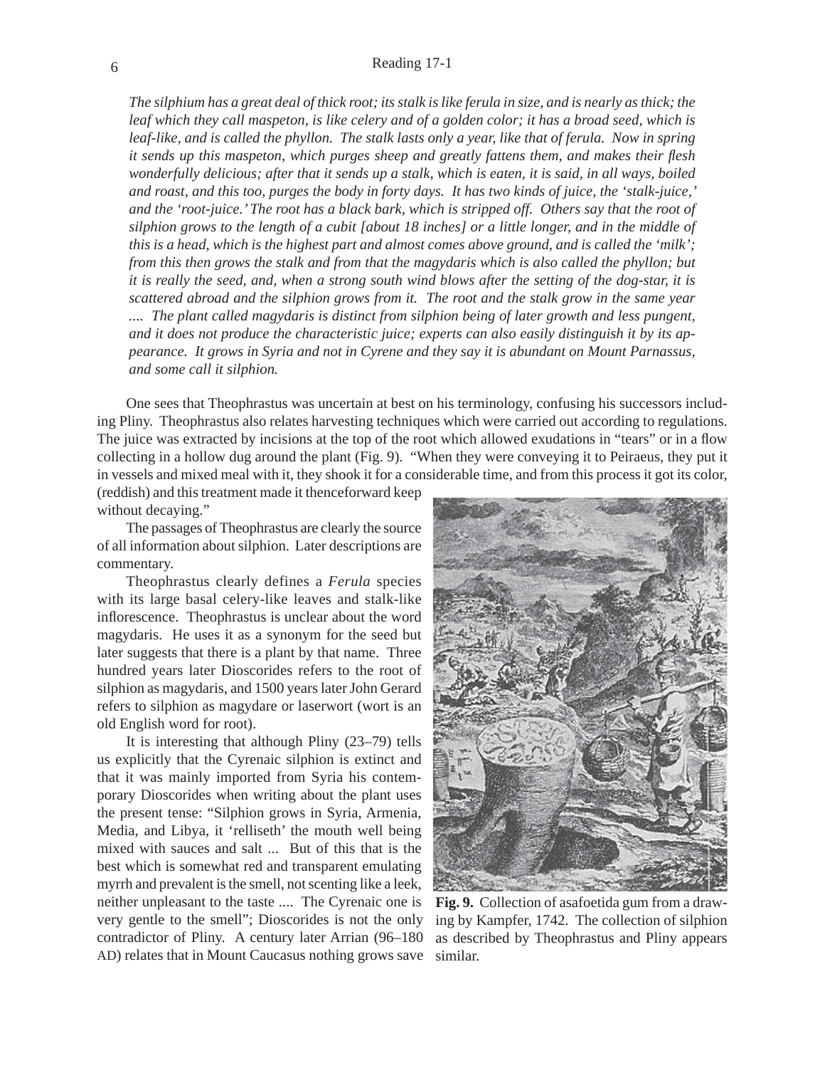*The silphium has a great deal of thick root; its stalk is like ferula in size, and is nearly as thick; the leaf which they call maspeton, is like celery and of a golden color; it has a broad seed, which is leaf-like, and is called the phyllon. The stalk lasts only a year, like that of ferula. Now in spring it sends up this maspeton, which purges sheep and greatly fattens them, and makes their flesh wonderfully delicious; after that it sends up a stalk, which is eaten, it is said, in all ways, boiled and roast, and this too, purges the body in forty days. It has two kinds of juice, the 'stalk-juice,' and the 'root-juice.' The root has a black bark, which is stripped off. Others say that the root of silphion grows to the length of a cubit [about 18 inches] or a little longer, and in the middle of this is a head, which is the highest part and almost comes above ground, and is called the 'milk'; from this then grows the stalk and from that the magydaris which is also called the phyllon; but it is really the seed, and, when a strong south wind blows after the setting of the dog-star, it is scattered abroad and the silphion grows from it. The root and the stalk grow in the same year .... The plant called magydaris is distinct from silphion being of later growth and less pungent, and it does not produce the characteristic juice; experts can also easily distinguish it by its appearance. It grows in Syria and not in Cyrene and they say it is abundant on Mount Parnassus, and some call it silphion.*

One sees that Theophrastus was uncertain at best on his terminology, confusing his successors including Pliny. Theophrastus also relates harvesting techniques which were carried out according to regulations. The juice was extracted by incisions at the top of the root which allowed exudations in "tears" or in a flow collecting in a hollow dug around the plant (Fig. 9). "When they were conveying it to Peiraeus, they put it in vessels and mixed meal with it, they shook it for a considerable time, and from this process it got its color, (reddish) and this treatment made it thenceforward keep without decaying."

The passages of Theophrastus are clearly the source of all information about silphion. Later descriptions are commentary.

Theophrastus clearly defines a *Ferula* species with its large basal celery-like leaves and stalk-like inflorescence. Theophrastus is unclear about the word magydaris. He uses it as a synonym for the seed but later suggests that there is a plant by that name. Three hundred years later Dioscorides refers to the root of silphion as magydaris, and 1500 years later John Gerard refers to silphion as magydare or laserwort (wort is an old English word for root).

It is interesting that although Pliny (23–79) tells us explicitly that the Cyrenaic silphion is extinct and that it was mainly imported from Syria his contemporary Dioscorides when writing about the plant uses the present tense: "Silphion grows in Syria, Armenia, Media, and Libya, it 'relliseth' the mouth well being mixed with sauces and salt ... But of this that is the best which is somewhat red and transparent emulating myrrh and prevalent is the smell, not scenting like a leek, neither unpleasant to the taste .... The Cyrenaic one is very gentle to the smell"; Dioscorides is not the only contradictor of Pliny. A century later Arrian (96–180 AD) relates that in Mount Caucasus nothing grows save

**Fig. 9.** Collection of asafoetida gum from a drawing by Kampfer, 1742. The collection of silphion as described by Theophrastus and Pliny appears similar.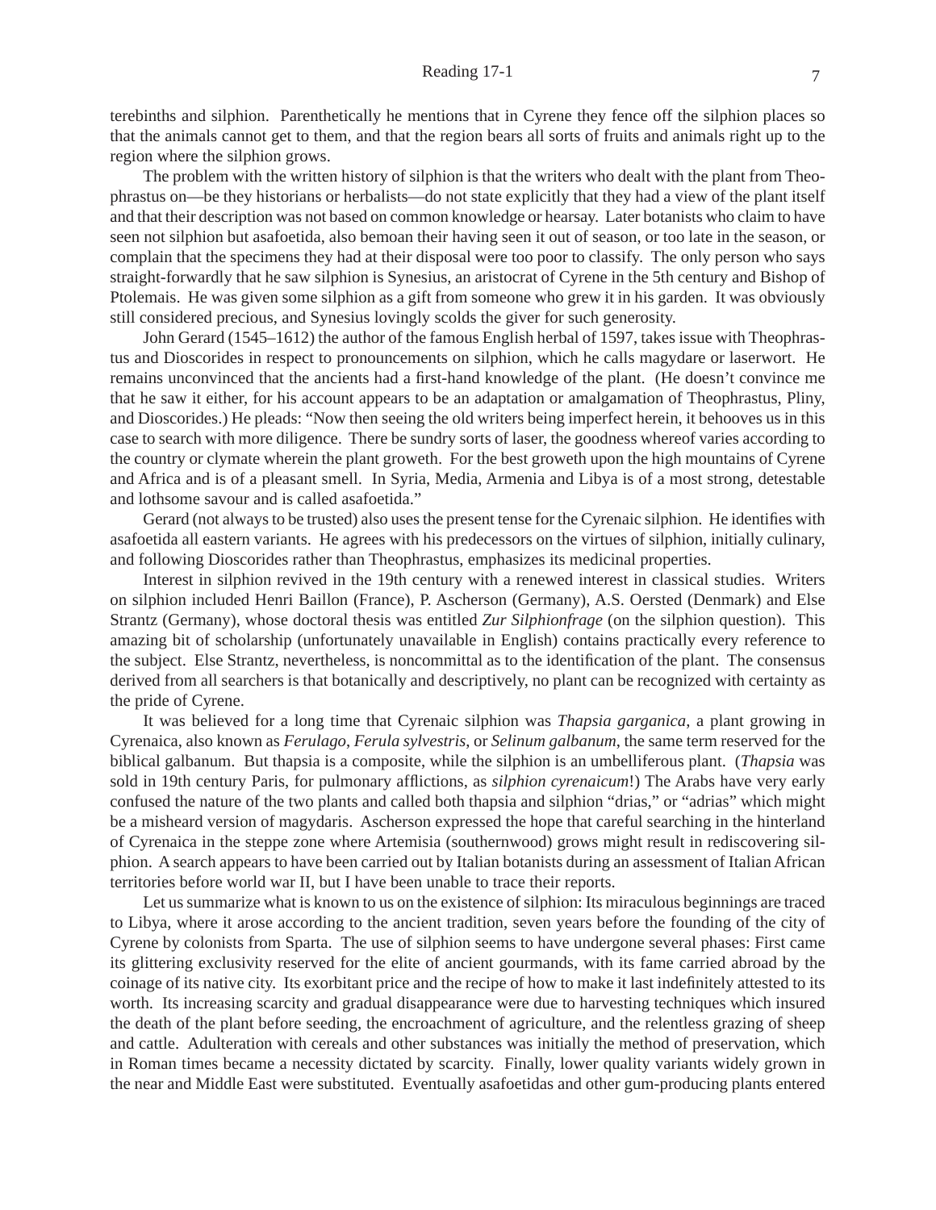terebinths and silphion. Parenthetically he mentions that in Cyrene they fence off the silphion places so that the animals cannot get to them, and that the region bears all sorts of fruits and animals right up to the region where the silphion grows.

The problem with the written history of silphion is that the writers who dealt with the plant from Theophrastus on—be they historians or herbalists—do not state explicitly that they had a view of the plant itself and that their description was not based on common knowledge or hearsay. Later botanists who claim to have seen not silphion but asafoetida, also bemoan their having seen it out of season, or too late in the season, or complain that the specimens they had at their disposal were too poor to classify. The only person who says straight-forwardly that he saw silphion is Synesius, an aristocrat of Cyrene in the 5th century and Bishop of Ptolemais. He was given some silphion as a gift from someone who grew it in his garden. It was obviously still considered precious, and Synesius lovingly scolds the giver for such generosity.

John Gerard (1545–1612) the author of the famous English herbal of 1597, takes issue with Theophrastus and Dioscorides in respect to pronouncements on silphion, which he calls magydare or laserwort. He remains unconvinced that the ancients had a first-hand knowledge of the plant. (He doesn't convince me that he saw it either, for his account appears to be an adaptation or amalgamation of Theophrastus, Pliny, and Dioscorides.) He pleads: "Now then seeing the old writers being imperfect herein, it behooves us in this case to search with more diligence. There be sundry sorts of laser, the goodness whereof varies according to the country or clymate wherein the plant groweth. For the best groweth upon the high mountains of Cyrene and Africa and is of a pleasant smell. In Syria, Media, Armenia and Libya is of a most strong, detestable and lothsome savour and is called asafoetida."

Gerard (not always to be trusted) also uses the present tense for the Cyrenaic silphion. He identifies with asafoetida all eastern variants. He agrees with his predecessors on the virtues of silphion, initially culinary, and following Dioscorides rather than Theophrastus, emphasizes its medicinal properties.

Interest in silphion revived in the 19th century with a renewed interest in classical studies. Writers on silphion included Henri Baillon (France), P. Ascherson (Germany), A.S. Oersted (Denmark) and Else Strantz (Germany), whose doctoral thesis was entitled *Zur Silphionfrage* (on the silphion question). This amazing bit of scholarship (unfortunately unavailable in English) contains practically every reference to the subject. Else Strantz, nevertheless, is noncommittal as to the identification of the plant. The consensus derived from all searchers is that botanically and descriptively, no plant can be recognized with certainty as the pride of Cyrene.

It was believed for a long time that Cyrenaic silphion was *Thapsia garganica*, a plant growing in Cyrenaica, also known as *Ferulago*, *Ferula sylvestris*, or *Selinum galbanum*, the same term reserved for the biblical galbanum. But thapsia is a composite, while the silphion is an umbelliferous plant. (*Thapsia* was sold in 19th century Paris, for pulmonary afflictions, as *silphion cyrenaicum*!) The Arabs have very early confused the nature of the two plants and called both thapsia and silphion "drias," or "adrias" which might be a misheard version of magydaris. Ascherson expressed the hope that careful searching in the hinterland of Cyrenaica in the steppe zone where Artemisia (southernwood) grows might result in rediscovering silphion. A search appears to have been carried out by Italian botanists during an assessment of Italian African territories before world war II, but I have been unable to trace their reports.

Let us summarize what is known to us on the existence of silphion: Its miraculous beginnings are traced to Libya, where it arose according to the ancient tradition, seven years before the founding of the city of Cyrene by colonists from Sparta. The use of silphion seems to have undergone several phases: First came its glittering exclusivity reserved for the elite of ancient gourmands, with its fame carried abroad by the coinage of its native city. Its exorbitant price and the recipe of how to make it last indefinitely attested to its worth. Its increasing scarcity and gradual disappearance were due to harvesting techniques which insured the death of the plant before seeding, the encroachment of agriculture, and the relentless grazing of sheep and cattle. Adulteration with cereals and other substances was initially the method of preservation, which in Roman times became a necessity dictated by scarcity. Finally, lower quality variants widely grown in the near and Middle East were substituted. Eventually asafoetidas and other gum-producing plants entered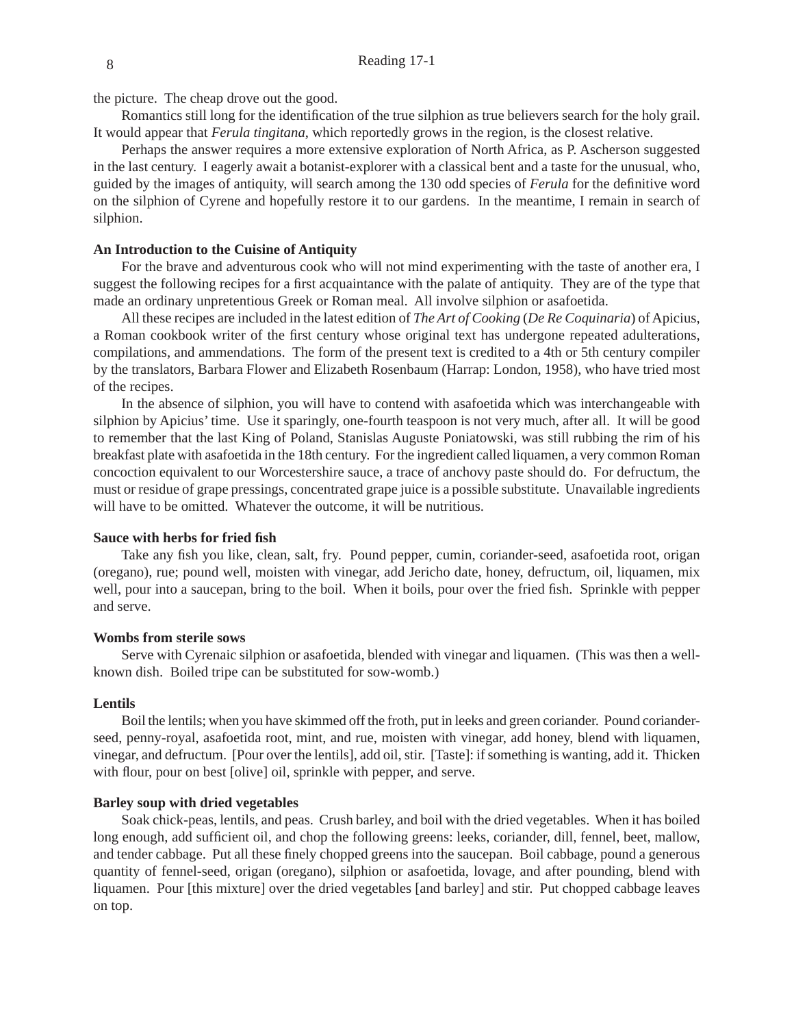the picture. The cheap drove out the good.

Romantics still long for the identification of the true silphion as true believers search for the holy grail. It would appear that *Ferula tingitana*, which reportedly grows in the region, is the closest relative.

Perhaps the answer requires a more extensive exploration of North Africa, as P. Ascherson suggested in the last century. I eagerly await a botanist-explorer with a classical bent and a taste for the unusual, who, guided by the images of antiquity, will search among the 130 odd species of *Ferula* for the definitive word on the silphion of Cyrene and hopefully restore it to our gardens. In the meantime, I remain in search of silphion.

**An Introduction to the Cuisine of Antiquity**

For the brave and adventurous cook who will not mind experimenting with the taste of another era, I suggest the following recipes for a first acquaintance with the palate of antiquity. They are of the type that made an ordinary unpretentious Greek or Roman meal. All involve silphion or asafoetida.

All these recipes are included in the latest edition of *The Art of Cooking* (*De Re Coquinaria*) of Apicius, a Roman cookbook writer of the first century whose original text has undergone repeated adulterations, compilations, and ammendations. The form of the present text is credited to a 4th or 5th century compiler by the translators, Barbara Flower and Elizabeth Rosenbaum (Harrap: London, 1958), who have tried most of the recipes.

In the absence of silphion, you will have to contend with asafoetida which was interchangeable with silphion by Apicius' time. Use it sparingly, one-fourth teaspoon is not very much, after all. It will be good to remember that the last King of Poland, Stanislas Auguste Poniatowski, was still rubbing the rim of his breakfast plate with asafoetida in the 18th century. For the ingredient called liquamen, a very common Roman concoction equivalent to our Worcestershire sauce, a trace of anchovy paste should do. For defructum, the must or residue of grape pressings, concentrated grape juice is a possible substitute. Unavailable ingredients will have to be omitted. Whatever the outcome, it will be nutritious.

**Sauce with herbs for fried fish**

Take any fish you like, clean, salt, fry. Pound pepper, cumin, coriander-seed, asafoetida root, origan (oregano), rue; pound well, moisten with vinegar, add Jericho date, honey, defructum, oil, liquamen, mix well, pour into a saucepan, bring to the boil. When it boils, pour over the fried fish. Sprinkle with pepper and serve.

**Wombs from sterile sows**

Serve with Cyrenaic silphion or asafoetida, blended with vinegar and liquamen. (This was then a well-known dish. Boiled tripe can be substituted for sow-womb.)

**Lentils**

Boil the lentils; when you have skimmed off the froth, put in leeks and green coriander. Pound coriander-seed, penny-royal, asafoetida root, mint, and rue, moisten with vinegar, add honey, blend with liquamen, vinegar, and defructum. [Pour over the lentils], add oil, stir. [Taste]: if something is wanting, add it. Thicken with flour, pour on best [olive] oil, sprinkle with pepper, and serve.

**Barley soup with dried vegetables**

Soak chick-peas, lentils, and peas. Crush barley, and boil with the dried vegetables. When it has boiled long enough, add sufficient oil, and chop the following greens: leeks, coriander, dill, fennel, beet, mallow, and tender cabbage. Put all these finely chopped greens into the saucepan. Boil cabbage, pound a generous quantity of fennel-seed, origan (oregano), silphion or asafoetida, lovage, and after pounding, blend with liquamen. Pour [this mixture] over the dried vegetables [and barley] and stir. Put chopped cabbage leaves on top.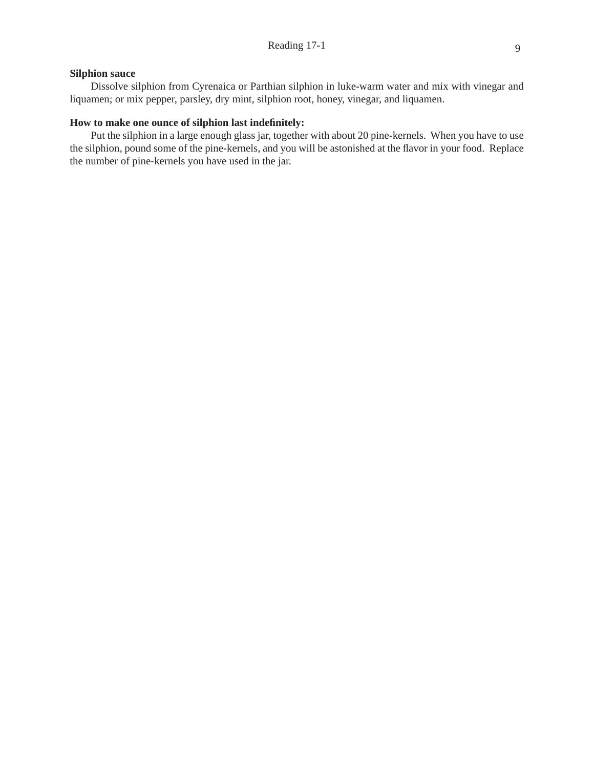**Silphion sauce**

Dissolve silphion from Cyrenaica or Parthian silphion in luke-warm water and mix with vinegar and liquamen; or mix pepper, parsley, dry mint, silphion root, honey, vinegar, and liquamen.

**How to make one ounce of silphion last indefinitely:**

Put the silphion in a large enough glass jar, together with about 20 pine-kernels. When you have to use the silphion, pound some of the pine-kernels, and you will be astonished at the flavor in your food. Replace the number of pine-kernels you have used in the jar.